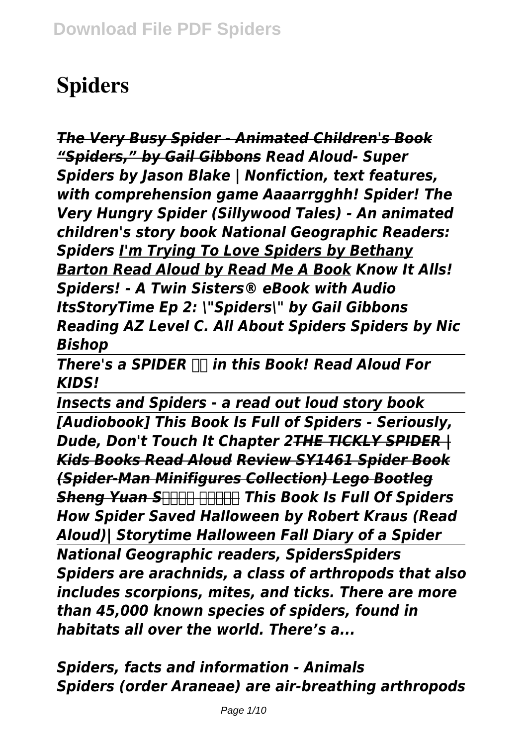# Spiders

***The Very Busy Spider - Animated Children's Book*** ***"Spiders," by Gail Gibbons*** ***Read Aloud- Super Spiders by Jason Blake | Nonfiction, text features, with comprehension game*** ***Aaaarrgghh! Spider! The Very Hungry Spider (Sillywood Tales) - An animated children's story book*** ***National Geographic Readers: Spiders*** ***I'm Trying To Love Spiders by Bethany Barton Read Aloud by Read Me A Book*** ***Know It Alls! Spiders! - A Twin Sisters® eBook with Audio*** ***ItsStoryTime Ep 2: \"Spiders\" by Gail Gibbons*** ***Reading AZ Level C. All About Spiders*** ***Spiders by Nic Bishop***

***There's a SPIDER 🕷️ in this Book! Read Aloud For KIDS!***

***Insects and Spiders - a read out loud story book***

***[Audiobook] This Book Is Full of Spiders - Seriously, Dude, Don't Touch It Chapter 2*** ***THE TICKLY SPIDER | Kids Books Read Aloud*** ***Review SY1461 Spider Book (Spider-Man Minifigures Collection) Lego Bootleg Sheng Yuan S***  ***This Book Is Full Of Spiders*** ***How Spider Saved Halloween by Robert Kraus (Read Aloud)| Storytime Halloween Fall*** ***Diary of a Spider***

***National Geographic readers, Spiders*** ***Spiders***
***Spiders are arachnids, a class of arthropods that also includes scorpions, mites, and ticks. There are more than 45,000 known species of spiders, found in habitats all over the world. There's a...***

***Spiders, facts and information - Animals***
***Spiders (order Araneae) are air-breathing arthropods***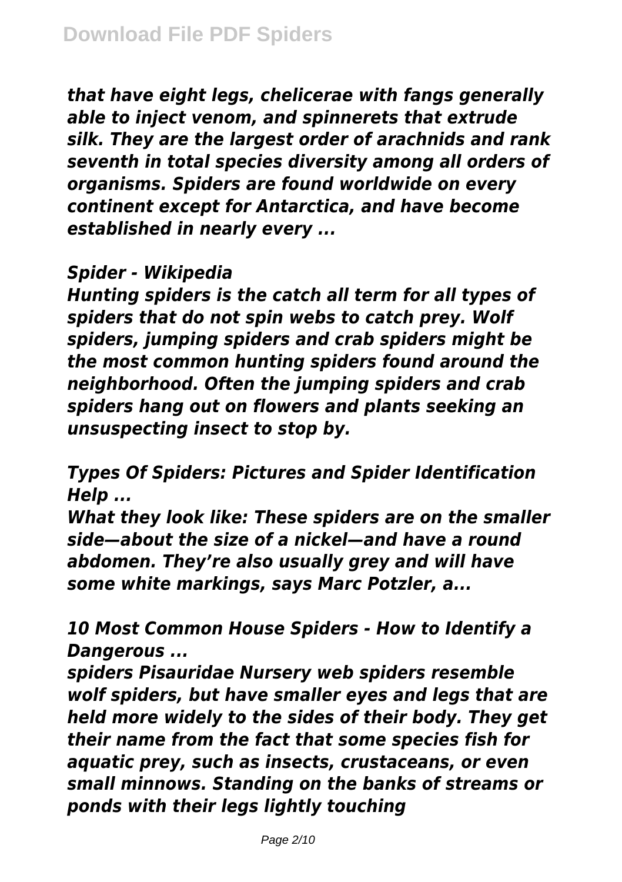*that have eight legs, chelicerae with fangs generally able to inject venom, and spinnerets that extrude silk. They are the largest order of arachnids and rank seventh in total species diversity among all orders of organisms. Spiders are found worldwide on every continent except for Antarctica, and have become established in nearly every ...*

*Spider - Wikipedia*

*Hunting spiders is the catch all term for all types of spiders that do not spin webs to catch prey. Wolf spiders, jumping spiders and crab spiders might be the most common hunting spiders found around the neighborhood. Often the jumping spiders and crab spiders hang out on flowers and plants seeking an unsuspecting insect to stop by.*

*Types Of Spiders: Pictures and Spider Identification Help ...*

*What they look like: These spiders are on the smaller side—about the size of a nickel—and have a round abdomen. They're also usually grey and will have some white markings, says Marc Potzler, a...*

*10 Most Common House Spiders - How to Identify a Dangerous ...*

*spiders Pisauridae Nursery web spiders resemble wolf spiders, but have smaller eyes and legs that are held more widely to the sides of their body. They get their name from the fact that some species fish for aquatic prey, such as insects, crustaceans, or even small minnows. Standing on the banks of streams or ponds with their legs lightly touching*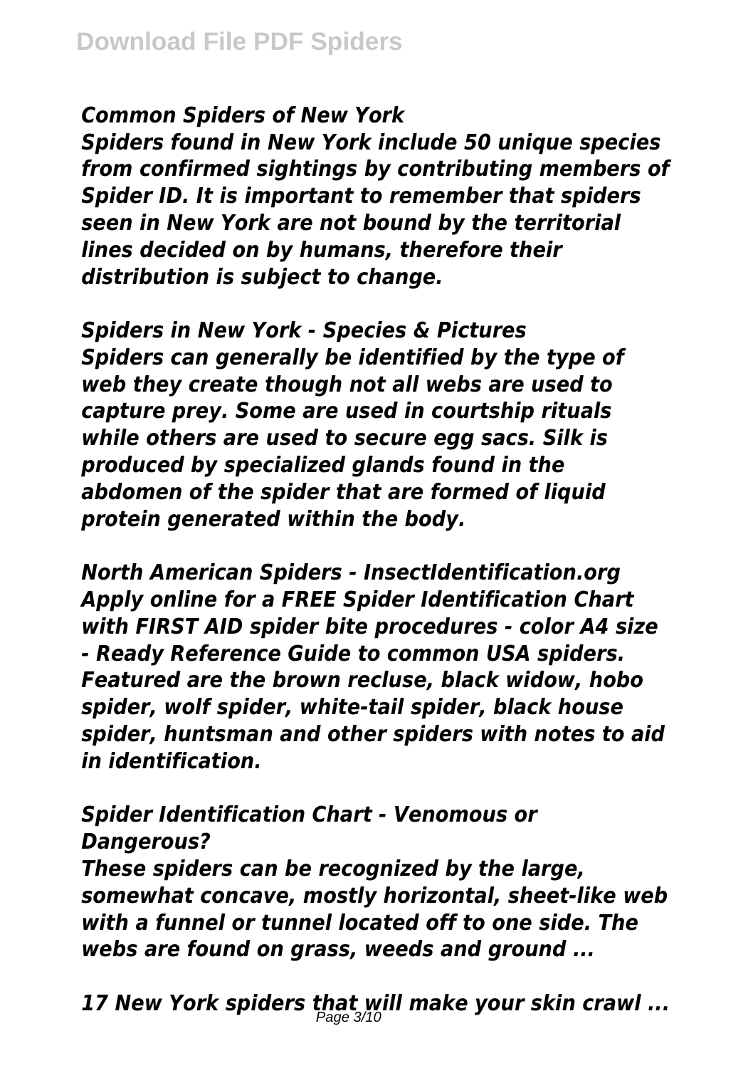*Common Spiders of New York*

*Spiders found in New York include 50 unique species from confirmed sightings by contributing members of Spider ID. It is important to remember that spiders seen in New York are not bound by the territorial lines decided on by humans, therefore their distribution is subject to change.*

*Spiders in New York - Species & Pictures*

*Spiders can generally be identified by the type of web they create though not all webs are used to capture prey. Some are used in courtship rituals while others are used to secure egg sacs. Silk is produced by specialized glands found in the abdomen of the spider that are formed of liquid protein generated within the body.*

*North American Spiders - InsectIdentification.org*

*Apply online for a FREE Spider Identification Chart with FIRST AID spider bite procedures - color A4 size - Ready Reference Guide to common USA spiders. Featured are the brown recluse, black widow, hobo spider, wolf spider, white-tail spider, black house spider, huntsman and other spiders with notes to aid in identification.*

*Spider Identification Chart - Venomous or Dangerous?*

*These spiders can be recognized by the large, somewhat concave, mostly horizontal, sheet-like web with a funnel or tunnel located off to one side. The webs are found on grass, weeds and ground ...*

*17 New York spiders that will make your skin crawl ...*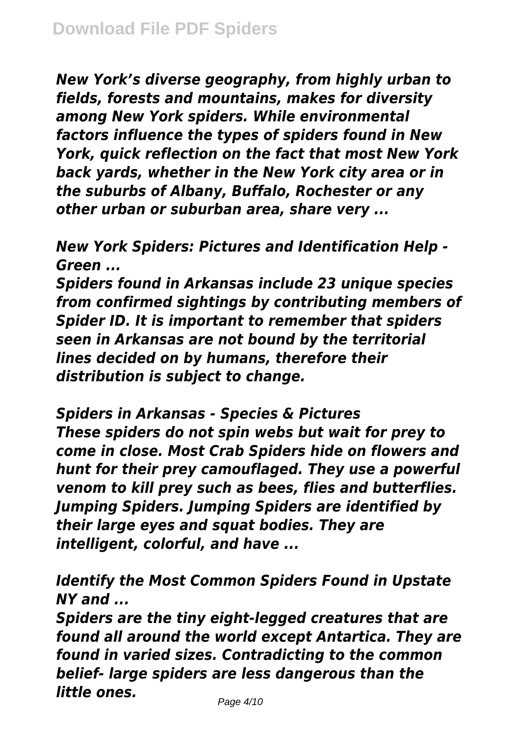*New York's diverse geography, from highly urban to fields, forests and mountains, makes for diversity among New York spiders. While environmental factors influence the types of spiders found in New York, quick reflection on the fact that most New York back yards, whether in the New York city area or in the suburbs of Albany, Buffalo, Rochester or any other urban or suburban area, share very ...*

*New York Spiders: Pictures and Identification Help - Green ...*

*Spiders found in Arkansas include 23 unique species from confirmed sightings by contributing members of Spider ID. It is important to remember that spiders seen in Arkansas are not bound by the territorial lines decided on by humans, therefore their distribution is subject to change.*

*Spiders in Arkansas - Species & Pictures*

*These spiders do not spin webs but wait for prey to come in close. Most Crab Spiders hide on flowers and hunt for their prey camouflaged. They use a powerful venom to kill prey such as bees, flies and butterflies. Jumping Spiders. Jumping Spiders are identified by their large eyes and squat bodies. They are intelligent, colorful, and have ...*

*Identify the Most Common Spiders Found in Upstate NY and ...*

*Spiders are the tiny eight-legged creatures that are found all around the world except Antartica. They are found in varied sizes. Contradicting to the common belief- large spiders are less dangerous than the little ones.*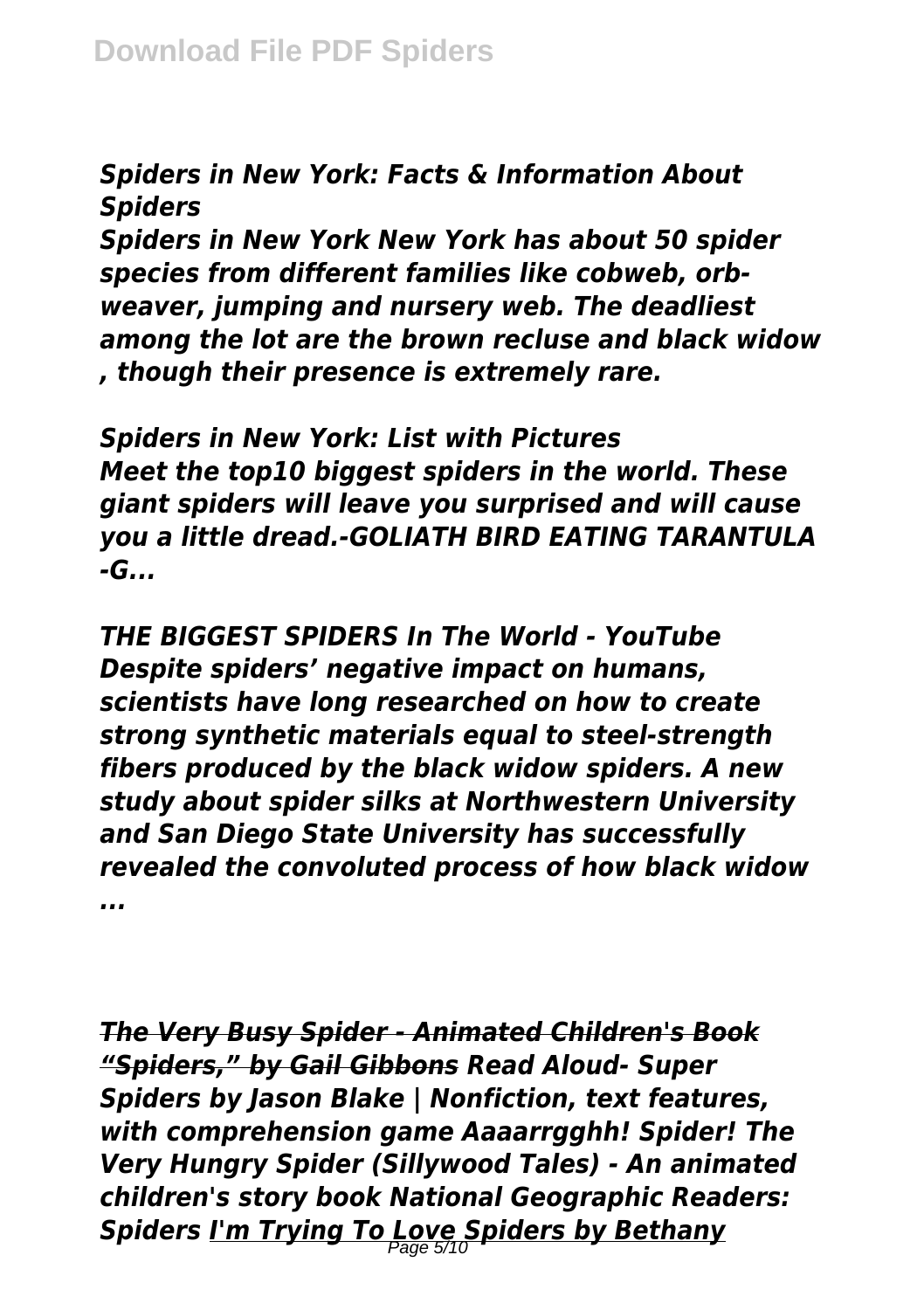*Spiders in New York: Facts & Information About Spiders*
*Spiders in New York New York has about 50 spider species from different families like cobweb, orb-weaver, jumping and nursery web. The deadliest among the lot are the brown recluse and black widow , though their presence is extremely rare.*

*Spiders in New York: List with Pictures*
*Meet the top10 biggest spiders in the world. These giant spiders will leave you surprised and will cause you a little dread.-GOLIATH BIRD EATING TARANTULA -G...*

*THE BIGGEST SPIDERS In The World - YouTube*
*Despite spiders' negative impact on humans, scientists have long researched on how to create strong synthetic materials equal to steel-strength fibers produced by the black widow spiders. A new study about spider silks at Northwestern University and San Diego State University has successfully revealed the convoluted process of how black widow ...*

*The Very Busy Spider - Animated Children's Book "Spiders," by Gail Gibbons Read Aloud- Super Spiders by Jason Blake | Nonfiction, text features, with comprehension game Aaaarrgghh! Spider! The Very Hungry Spider (Sillywood Tales) - An animated children's story book National Geographic Readers: Spiders I'm Trying To Love Spiders by Bethany*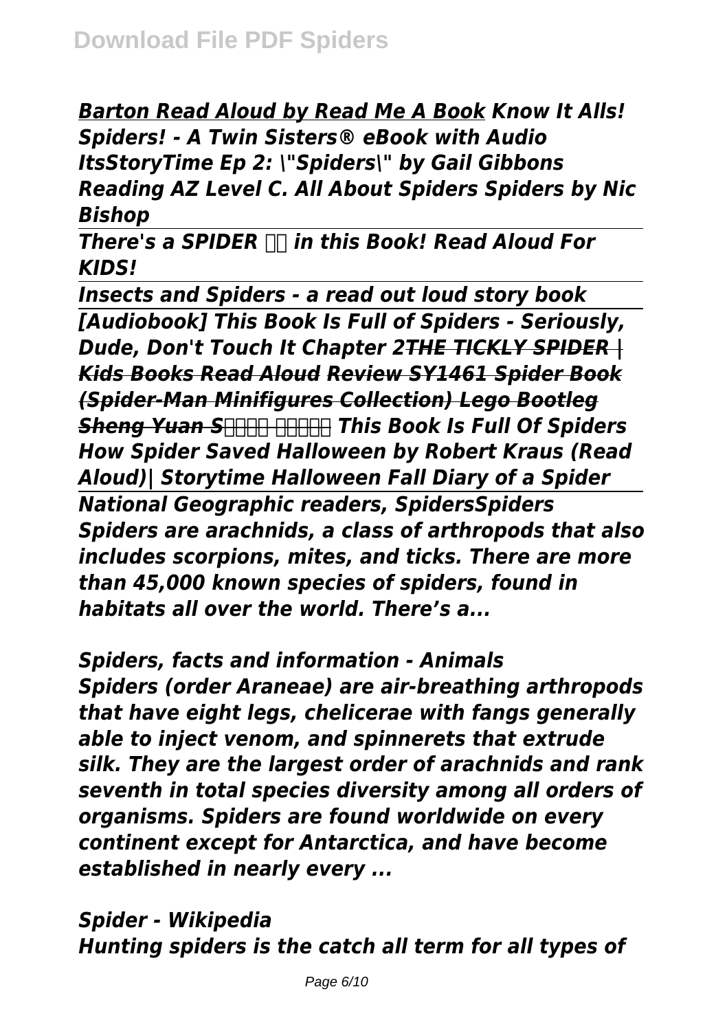*Barton Read Aloud by Read Me A Book* ***Know It Alls! Spiders! - A Twin Sisters® eBook with Audio ItsStoryTime Ep 2: \"Spiders\" by Gail Gibbons Reading AZ Level C. All About Spiders Spiders by Nic Bishop***

***There's a SPIDER 🕷️ in this Book! Read Aloud For KIDS!***

***Insects and Spiders - a read out loud story book***

***[Audiobook] This Book Is Full of Spiders - Seriously, Dude, Don't Touch It Chapter 2THE TICKLY SPIDER | Kids Books Read Aloud Review SY1461 Spider Book (Spider-Man Minifigures Collection) Lego Bootleg Sheng Yuan S This Book Is Full Of Spiders How Spider Saved Halloween by Robert Kraus (Read Aloud)| Storytime Halloween Fall Diary of a Spider***

***National Geographic readers, SpidersSpiders***
***Spiders are arachnids, a class of arthropods that also includes scorpions, mites, and ticks. There are more than 45,000 known species of spiders, found in habitats all over the world. There's a...***

***Spiders, facts and information - Animals***
***Spiders (order Araneae) are air-breathing arthropods that have eight legs, chelicerae with fangs generally able to inject venom, and spinnerets that extrude silk. They are the largest order of arachnids and rank seventh in total species diversity among all orders of organisms. Spiders are found worldwide on every continent except for Antarctica, and have become established in nearly every ...***

***Spider - Wikipedia***
***Hunting spiders is the catch all term for all types of***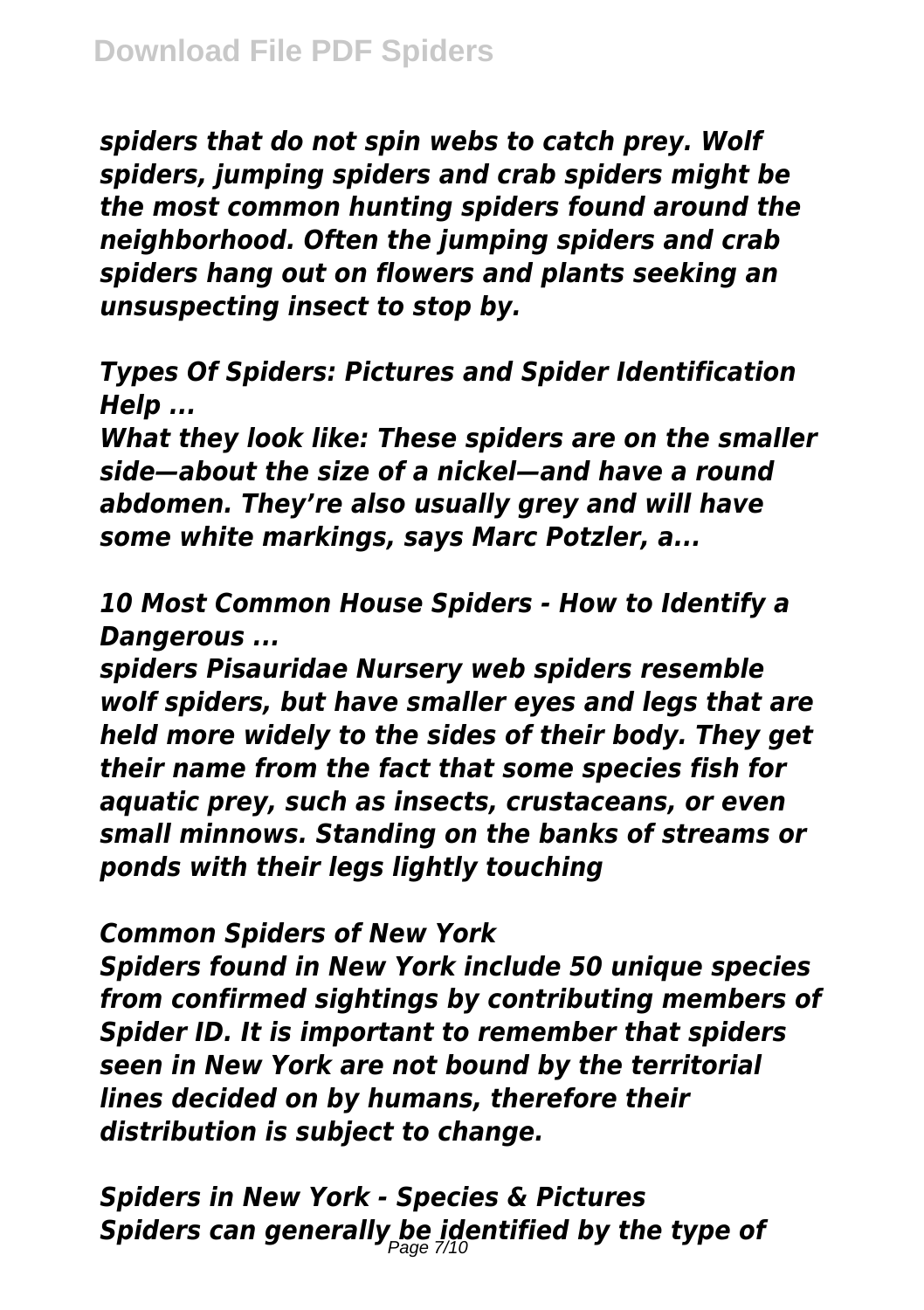*spiders that do not spin webs to catch prey. Wolf spiders, jumping spiders and crab spiders might be the most common hunting spiders found around the neighborhood. Often the jumping spiders and crab spiders hang out on flowers and plants seeking an unsuspecting insect to stop by.*

*Types Of Spiders: Pictures and Spider Identification Help ...*

*What they look like: These spiders are on the smaller side—about the size of a nickel—and have a round abdomen. They're also usually grey and will have some white markings, says Marc Potzler, a...*

*10 Most Common House Spiders - How to Identify a Dangerous ...*

*spiders Pisauridae Nursery web spiders resemble wolf spiders, but have smaller eyes and legs that are held more widely to the sides of their body. They get their name from the fact that some species fish for aquatic prey, such as insects, crustaceans, or even small minnows. Standing on the banks of streams or ponds with their legs lightly touching*

*Common Spiders of New York*

*Spiders found in New York include 50 unique species from confirmed sightings by contributing members of Spider ID. It is important to remember that spiders seen in New York are not bound by the territorial lines decided on by humans, therefore their distribution is subject to change.*

*Spiders in New York - Species & Pictures*

*Spiders can generally be identified by the type of*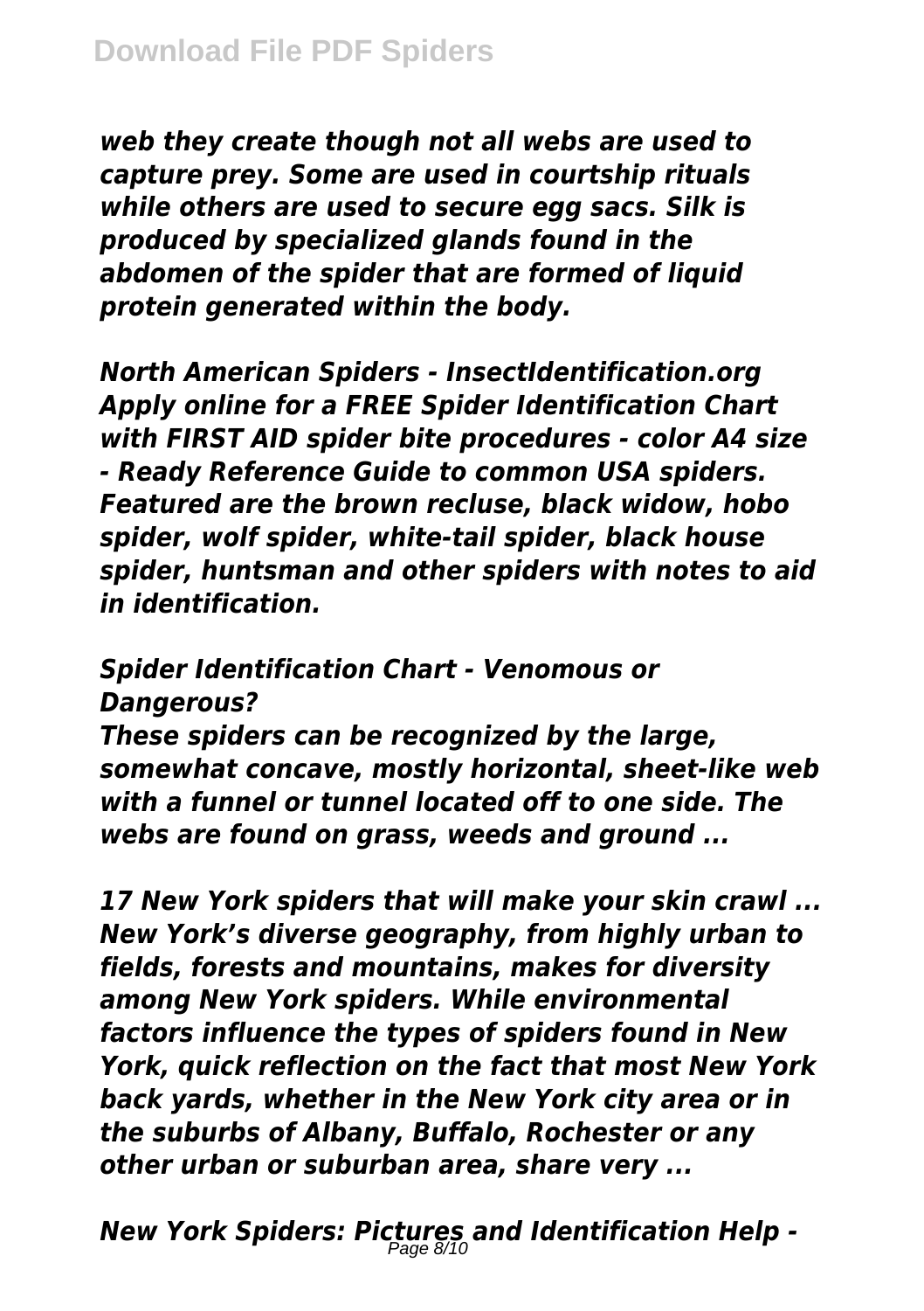*web they create though not all webs are used to capture prey. Some are used in courtship rituals while others are used to secure egg sacs. Silk is produced by specialized glands found in the abdomen of the spider that are formed of liquid protein generated within the body.*

*North American Spiders - InsectIdentification.org*
*Apply online for a FREE Spider Identification Chart with FIRST AID spider bite procedures - color A4 size - Ready Reference Guide to common USA spiders. Featured are the brown recluse, black widow, hobo spider, wolf spider, white-tail spider, black house spider, huntsman and other spiders with notes to aid in identification.*

*Spider Identification Chart - Venomous or Dangerous?*
*These spiders can be recognized by the large, somewhat concave, mostly horizontal, sheet-like web with a funnel or tunnel located off to one side. The webs are found on grass, weeds and ground ...*

*17 New York spiders that will make your skin crawl ...*
*New York's diverse geography, from highly urban to fields, forests and mountains, makes for diversity among New York spiders. While environmental factors influence the types of spiders found in New York, quick reflection on the fact that most New York back yards, whether in the New York city area or in the suburbs of Albany, Buffalo, Rochester or any other urban or suburban area, share very ...*

*New York Spiders: Pictures and Identification Help -*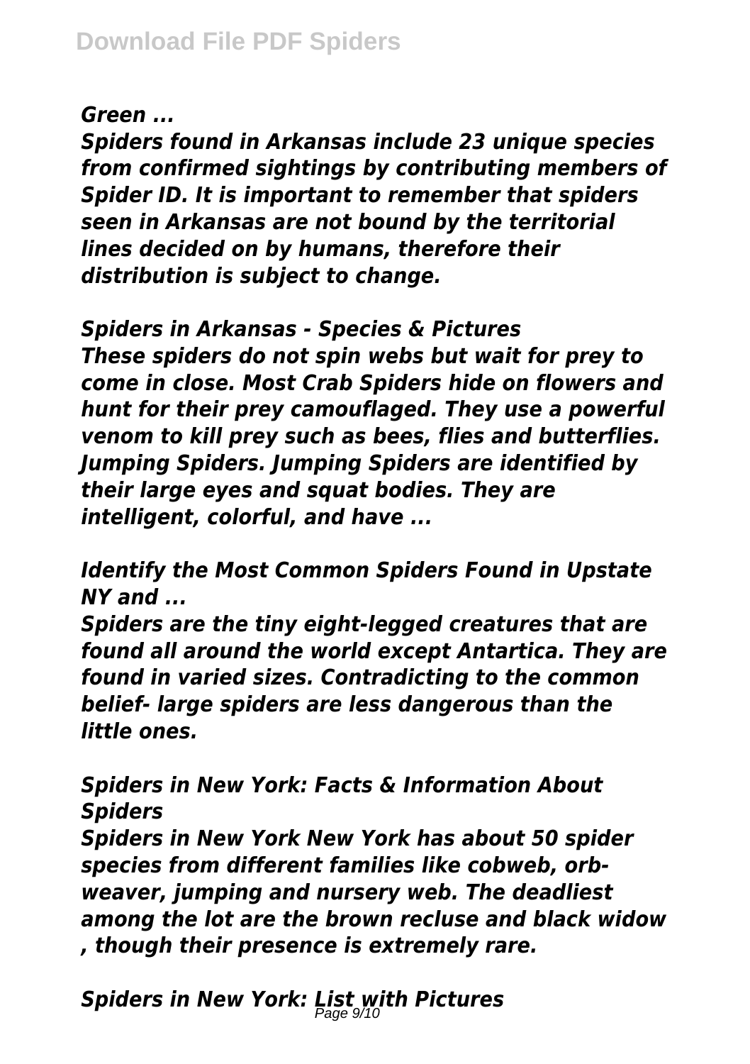*Green ...*

*Spiders found in Arkansas include 23 unique species from confirmed sightings by contributing members of Spider ID. It is important to remember that spiders seen in Arkansas are not bound by the territorial lines decided on by humans, therefore their distribution is subject to change.*

*Spiders in Arkansas - Species & Pictures*

*These spiders do not spin webs but wait for prey to come in close. Most Crab Spiders hide on flowers and hunt for their prey camouflaged. They use a powerful venom to kill prey such as bees, flies and butterflies. Jumping Spiders. Jumping Spiders are identified by their large eyes and squat bodies. They are intelligent, colorful, and have ...*

*Identify the Most Common Spiders Found in Upstate NY and ...*

*Spiders are the tiny eight-legged creatures that are found all around the world except Antartica. They are found in varied sizes. Contradicting to the common belief- large spiders are less dangerous than the little ones.*

*Spiders in New York: Facts & Information About Spiders*

*Spiders in New York New York has about 50 spider species from different families like cobweb, orb-weaver, jumping and nursery web. The deadliest among the lot are the brown recluse and black widow , though their presence is extremely rare.*

*Spiders in New York: List with Pictures*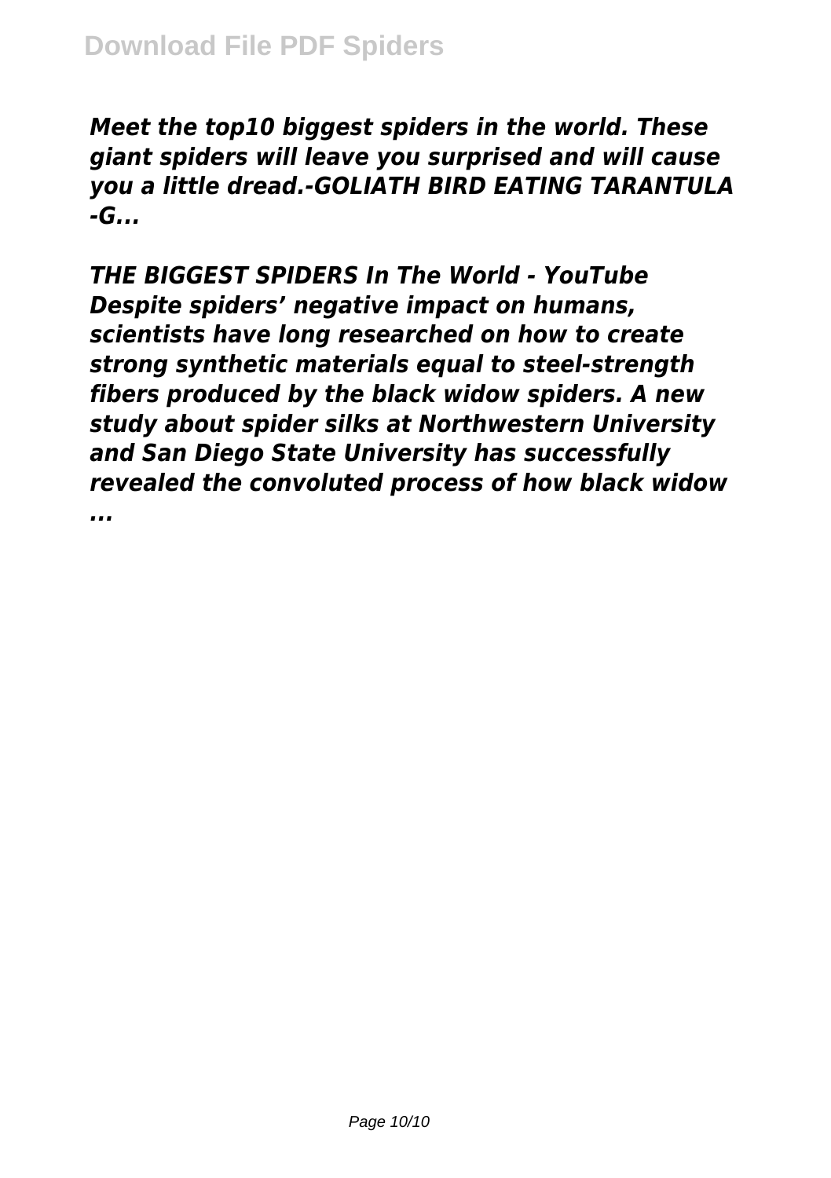*Meet the top10 biggest spiders in the world. These giant spiders will leave you surprised and will cause you a little dread.-GOLIATH BIRD EATING TARANTULA -G...*

***THE BIGGEST SPIDERS In The World - YouTube***

*Despite spiders' negative impact on humans, scientists have long researched on how to create strong synthetic materials equal to steel-strength fibers produced by the black widow spiders. A new study about spider silks at Northwestern University and San Diego State University has successfully revealed the convoluted process of how black widow ...*